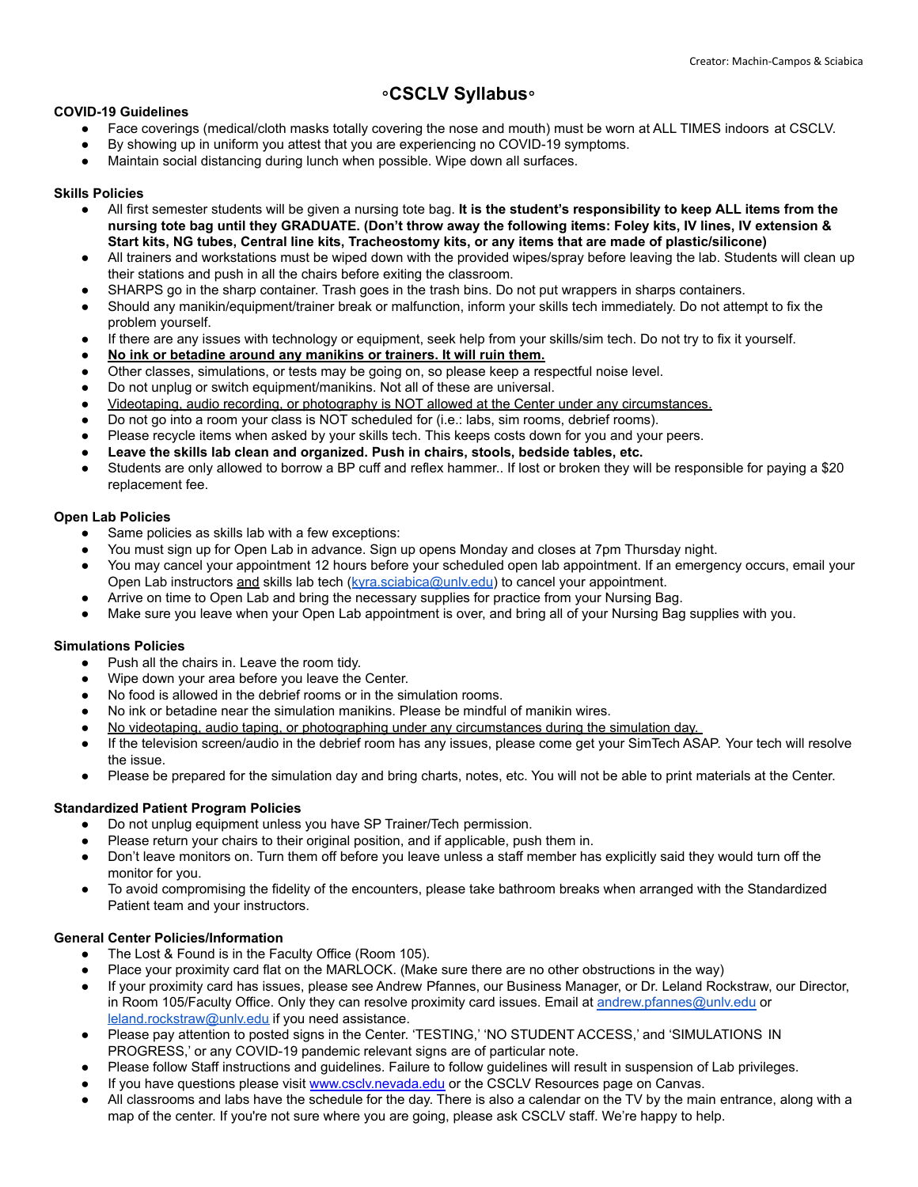Creator: Machin-Campos & Sciabica

# ◦CSCLV Syllabus◦

**COVID-19 Guidelines**

- Face coverings (medical/cloth masks totally covering the nose and mouth) must be worn at ALL TIMES indoors at CSCLV.
- By showing up in uniform you attest that you are experiencing no COVID-19 symptoms.
- Maintain social distancing during lunch when possible. Wipe down all surfaces.

**Skills Policies**

- All first semester students will be given a nursing tote bag. **It is the student's responsibility to keep ALL items from the nursing tote bag until they GRADUATE. (Don't throw away the following items: Foley kits, IV lines, IV extension & Start kits, NG tubes, Central line kits, Tracheostomy kits, or any items that are made of plastic/silicone)**
- All trainers and workstations must be wiped down with the provided wipes/spray before leaving the lab. Students will clean up their stations and push in all the chairs before exiting the classroom.
- SHARPS go in the sharp container. Trash goes in the trash bins. Do not put wrappers in sharps containers.
- Should any manikin/equipment/trainer break or malfunction, inform your skills tech immediately. Do not attempt to fix the problem yourself.
- If there are any issues with technology or equipment, seek help from your skills/sim tech. Do not try to fix it yourself.
- <u>**No ink or betadine around any manikins or trainers. It will ruin them.**</u>
- Other classes, simulations, or tests may be going on, so please keep a respectful noise level.
- Do not unplug or switch equipment/manikins. Not all of these are universal.
- <u>Videotaping, audio recording, or photography is NOT allowed at the Center under any circumstances.</u>
- Do not go into a room your class is NOT scheduled for (i.e.: labs, sim rooms, debrief rooms).
- Please recycle items when asked by your skills tech. This keeps costs down for you and your peers.
- **Leave the skills lab clean and organized. Push in chairs, stools, bedside tables, etc.**
- Students are only allowed to borrow a BP cuff and reflex hammer.. If lost or broken they will be responsible for paying a $20 replacement fee.

**Open Lab Policies**

- Same policies as skills lab with a few exceptions:
- You must sign up for Open Lab in advance. Sign up opens Monday and closes at 7pm Thursday night.
- You may cancel your appointment 12 hours before your scheduled open lab appointment. If an emergency occurs, email your Open Lab instructors <u>and</u> skills lab tech (kyra.sciabica@unlv.edu) to cancel your appointment.
- Arrive on time to Open Lab and bring the necessary supplies for practice from your Nursing Bag.
- Make sure you leave when your Open Lab appointment is over, and bring all of your Nursing Bag supplies with you.

**Simulations Policies**

- Push all the chairs in. Leave the room tidy.
- Wipe down your area before you leave the Center.
- No food is allowed in the debrief rooms or in the simulation rooms.
- No ink or betadine near the simulation manikins. Please be mindful of manikin wires.
- <u>No videotaping, audio taping, or photographing under any circumstances during the simulation day.</u>
- If the television screen/audio in the debrief room has any issues, please come get your SimTech ASAP. Your tech will resolve the issue.
- Please be prepared for the simulation day and bring charts, notes, etc. You will not be able to print materials at the Center.

**Standardized Patient Program Policies**

- Do not unplug equipment unless you have SP Trainer/Tech permission.
- Please return your chairs to their original position, and if applicable, push them in.
- Don't leave monitors on. Turn them off before you leave unless a staff member has explicitly said they would turn off the monitor for you.
- To avoid compromising the fidelity of the encounters, please take bathroom breaks when arranged with the Standardized Patient team and your instructors.

**General Center Policies/Information**

- The Lost & Found is in the Faculty Office (Room 105).
- Place your proximity card flat on the MARLOCK. (Make sure there are no other obstructions in the way)
- If your proximity card has issues, please see Andrew Pfannes, our Business Manager, or Dr. Leland Rockstraw, our Director, in Room 105/Faculty Office. Only they can resolve proximity card issues. Email at andrew.pfannes@unlv.edu or leland.rockstraw@unlv.edu if you need assistance.
- Please pay attention to posted signs in the Center. 'TESTING,' 'NO STUDENT ACCESS,' and 'SIMULATIONS IN PROGRESS,' or any COVID-19 pandemic relevant signs are of particular note.
- Please follow Staff instructions and guidelines. Failure to follow guidelines will result in suspension of Lab privileges.
- If you have questions please visit www.csclv.nevada.edu or the CSCLV Resources page on Canvas.
- All classrooms and labs have the schedule for the day. There is also a calendar on the TV by the main entrance, along with a map of the center. If you're not sure where you are going, please ask CSCLV staff. We're happy to help.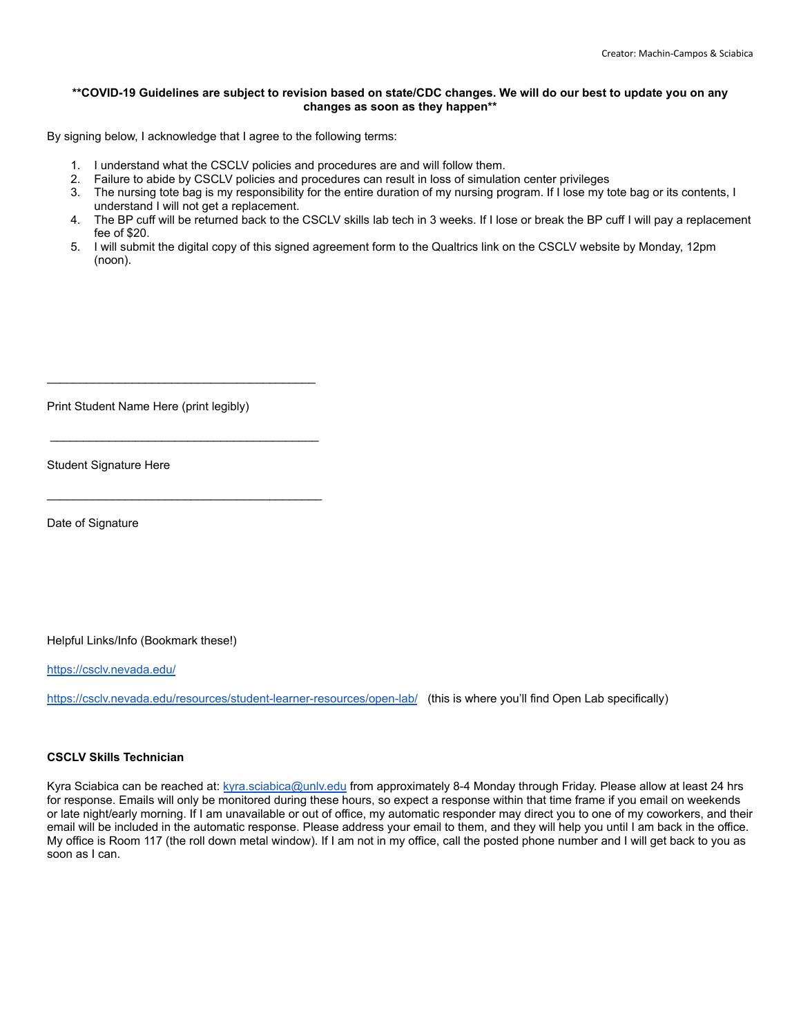**\*\*COVID-19 Guidelines are subject to revision based on state/CDC changes. We will do our best to update you on any changes as soon as they happen\*\***

By signing below, I acknowledge that I agree to the following terms:

1. I understand what the CSCLV policies and procedures are and will follow them.
2. Failure to abide by CSCLV policies and procedures can result in loss of simulation center privileges
3. The nursing tote bag is my responsibility for the entire duration of my nursing program. If I lose my tote bag or its contents, I understand I will not get a replacement.
4. The BP cuff will be returned back to the CSCLV skills lab tech in 3 weeks. If I lose or break the BP cuff I will pay a replacement fee of $20.
5. I will submit the digital copy of this signed agreement form to the Qualtrics link on the CSCLV website by Monday, 12pm (noon).

\_\_\_\_\_\_\_\_\_\_\_\_\_\_\_\_\_\_\_\_\_\_\_\_\_\_\_\_\_\_\_\_\_\_\_\_\_\_\_\_\_\_

Print Student Name Here (print legibly)

\_\_\_\_\_\_\_\_\_\_\_\_\_\_\_\_\_\_\_\_\_\_\_\_\_\_\_\_\_\_\_\_\_\_\_\_\_\_\_\_\_\_

Student Signature Here

\_\_\_\_\_\_\_\_\_\_\_\_\_\_\_\_\_\_\_\_\_\_\_\_\_\_\_\_\_\_\_\_\_\_\_\_\_\_\_\_\_\_

Date of Signature

Helpful Links/Info (Bookmark these!)

https://csclv.nevada.edu/

https://csclv.nevada.edu/resources/student-learner-resources/open-lab/ (this is where you'll find Open Lab specifically)

**CSCLV Skills Technician**

Kyra Sciabica can be reached at: kyra.sciabica@unlv.edu from approximately 8-4 Monday through Friday. Please allow at least 24 hrs for response. Emails will only be monitored during these hours, so expect a response within that time frame if you email on weekends or late night/early morning. If I am unavailable or out of office, my automatic responder may direct you to one of my coworkers, and their email will be included in the automatic response. Please address your email to them, and they will help you until I am back in the office. My office is Room 117 (the roll down metal window). If I am not in my office, call the posted phone number and I will get back to you as soon as I can.